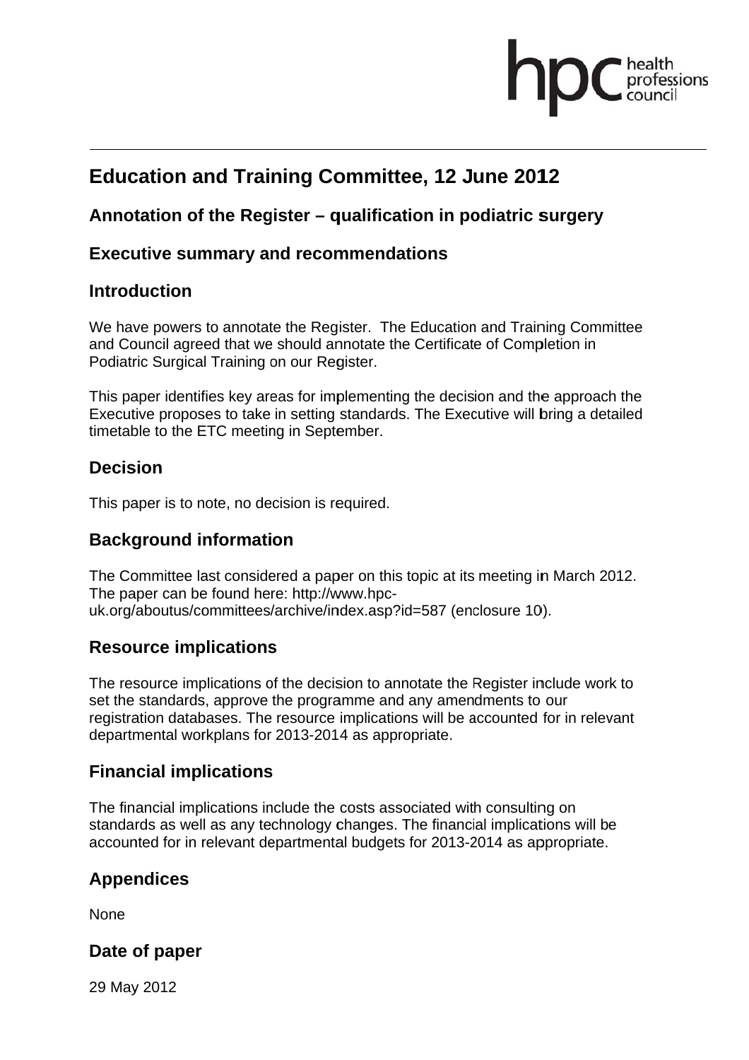# Education and Training Committee, 12 June 2012

## Annotation of the Register – qualification in podiatric surgery

## Executive summary and recommendations

## Introduction

We have powers to annotate the Register. The Education and Training Committee and Council agreed that we should annotate the Certificate of Completion in Podiatric Surgical Training on our Register.

This paper identifies key areas for implementing the decision and the approach the Executive proposes to take in setting standards. The Executive will bring a detailed timetable to the ETC meeting in September.

## Decision

This paper is to note, no decision is required.

## Background information

The Committee last considered a paper on this topic at its meeting in March 2012. The paper can be found here: http://www.hpc-uk.org/aboutus/committees/archive/index.asp?id=587 (enclosure 10).

## Resource implications

The resource implications of the decision to annotate the Register include work to set the standards, approve the programme and any amendments to our registration databases. The resource implications will be accounted for in relevant departmental workplans for 2013-2014 as appropriate.

## Financial implications

The financial implications include the costs associated with consulting on standards as well as any technology changes. The financial implications will be accounted for in relevant departmental budgets for 2013-2014 as appropriate.

## Appendices

None

## Date of paper

29 May 2012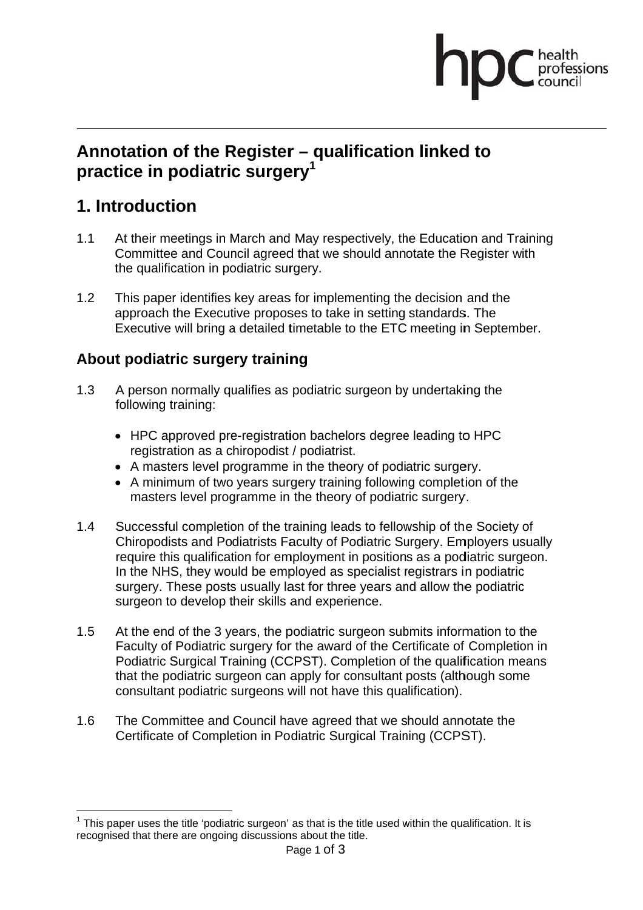# Annotation of the Register – qualification linked to practice in podiatric surgery[1]

## 1. Introduction

1.1 At their meetings in March and May respectively, the Education and Training Committee and Council agreed that we should annotate the Register with the qualification in podiatric surgery.

1.2 This paper identifies key areas for implementing the decision and the approach the Executive proposes to take in setting standards. The Executive will bring a detailed timetable to the ETC meeting in September.

### About podiatric surgery training

1.3 A person normally qualifies as podiatric surgeon by undertaking the following training:

- HPC approved pre-registration bachelors degree leading to HPC registration as a chiropodist / podiatrist.
- A masters level programme in the theory of podiatric surgery.
- A minimum of two years surgery training following completion of the masters level programme in the theory of podiatric surgery.

1.4 Successful completion of the training leads to fellowship of the Society of Chiropodists and Podiatrists Faculty of Podiatric Surgery. Employers usually require this qualification for employment in positions as a podiatric surgeon. In the NHS, they would be employed as specialist registrars in podiatric surgery. These posts usually last for three years and allow the podiatric surgeon to develop their skills and experience.

1.5 At the end of the 3 years, the podiatric surgeon submits information to the Faculty of Podiatric surgery for the award of the Certificate of Completion in Podiatric Surgical Training (CCPST). Completion of the qualification means that the podiatric surgeon can apply for consultant posts (although some consultant podiatric surgeons will not have this qualification).

1.6 The Committee and Council have agreed that we should annotate the Certificate of Completion in Podiatric Surgical Training (CCPST).

[1] This paper uses the title 'podiatric surgeon' as that is the title used within the qualification. It is recognised that there are ongoing discussions about the title.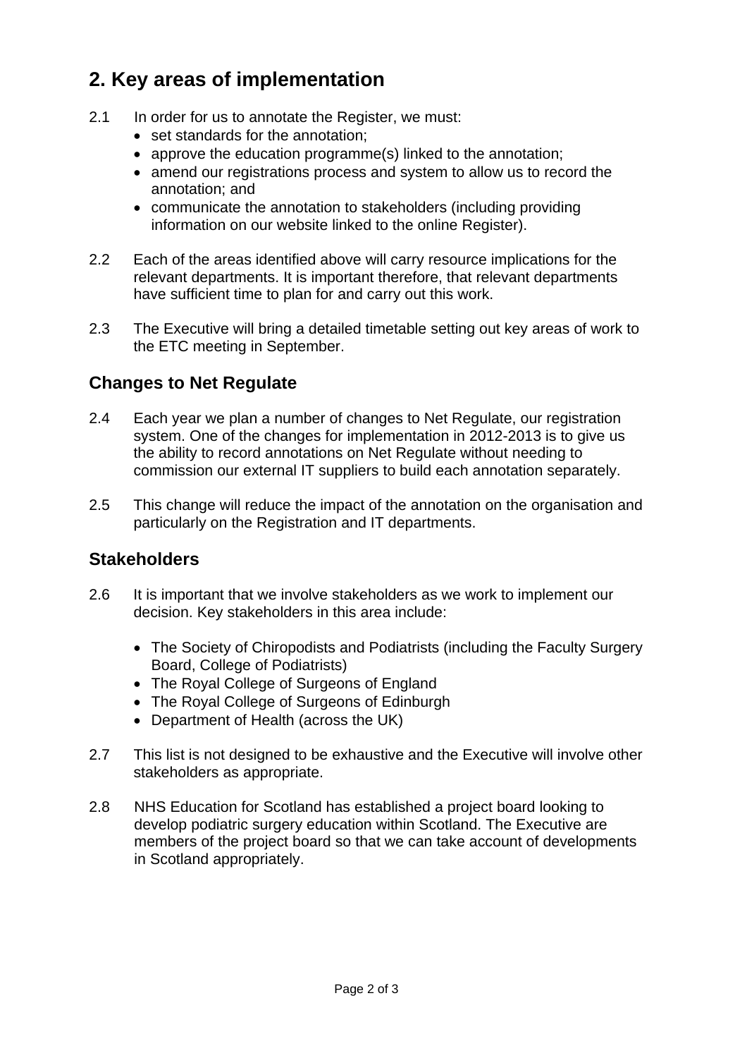## 2. Key areas of implementation

2.1 In order for us to annotate the Register, we must:

- set standards for the annotation;
- approve the education programme(s) linked to the annotation;
- amend our registrations process and system to allow us to record the annotation; and
- communicate the annotation to stakeholders (including providing information on our website linked to the online Register).

2.2 Each of the areas identified above will carry resource implications for the relevant departments. It is important therefore, that relevant departments have sufficient time to plan for and carry out this work.

2.3 The Executive will bring a detailed timetable setting out key areas of work to the ETC meeting in September.

### Changes to Net Regulate

2.4 Each year we plan a number of changes to Net Regulate, our registration system. One of the changes for implementation in 2012-2013 is to give us the ability to record annotations on Net Regulate without needing to commission our external IT suppliers to build each annotation separately.

2.5 This change will reduce the impact of the annotation on the organisation and particularly on the Registration and IT departments.

### Stakeholders

2.6 It is important that we involve stakeholders as we work to implement our decision. Key stakeholders in this area include:

- The Society of Chiropodists and Podiatrists (including the Faculty Surgery Board, College of Podiatrists)
- The Royal College of Surgeons of England
- The Royal College of Surgeons of Edinburgh
- Department of Health (across the UK)

2.7 This list is not designed to be exhaustive and the Executive will involve other stakeholders as appropriate.

2.8 NHS Education for Scotland has established a project board looking to develop podiatric surgery education within Scotland. The Executive are members of the project board so that we can take account of developments in Scotland appropriately.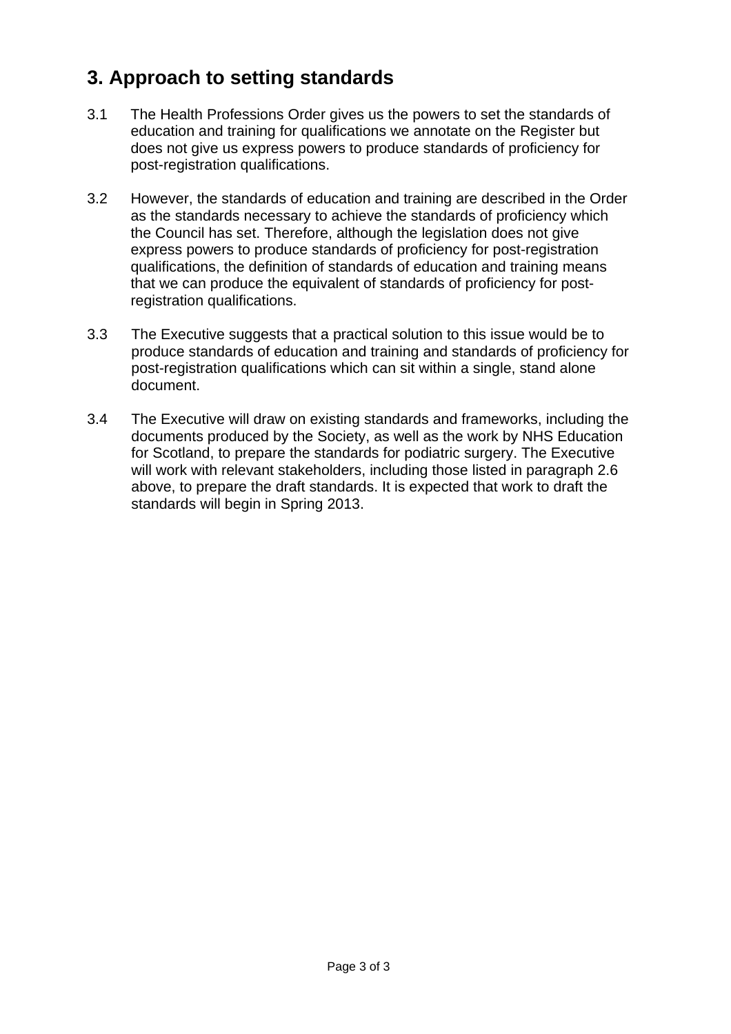## 3. Approach to setting standards

3.1 The Health Professions Order gives us the powers to set the standards of education and training for qualifications we annotate on the Register but does not give us express powers to produce standards of proficiency for post-registration qualifications.

3.2 However, the standards of education and training are described in the Order as the standards necessary to achieve the standards of proficiency which the Council has set. Therefore, although the legislation does not give express powers to produce standards of proficiency for post-registration qualifications, the definition of standards of education and training means that we can produce the equivalent of standards of proficiency for post-registration qualifications.

3.3 The Executive suggests that a practical solution to this issue would be to produce standards of education and training and standards of proficiency for post-registration qualifications which can sit within a single, stand alone document.

3.4 The Executive will draw on existing standards and frameworks, including the documents produced by the Society, as well as the work by NHS Education for Scotland, to prepare the standards for podiatric surgery. The Executive will work with relevant stakeholders, including those listed in paragraph 2.6 above, to prepare the draft standards. It is expected that work to draft the standards will begin in Spring 2013.